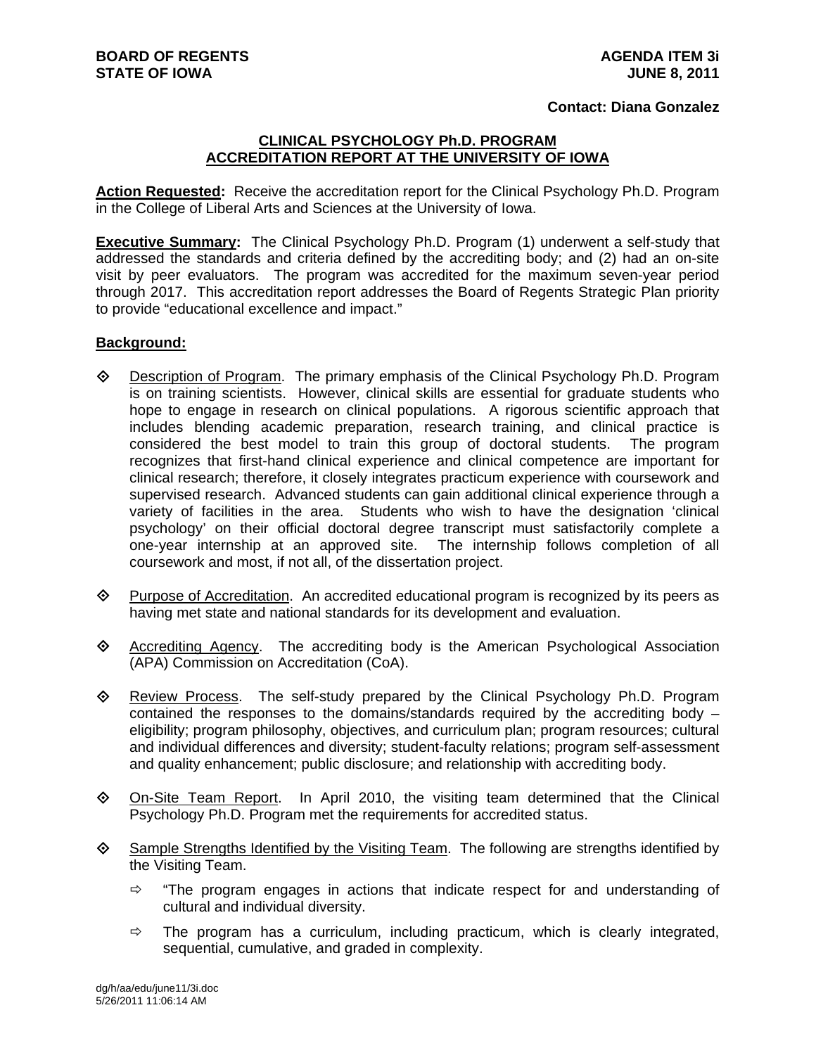**BOARD OF REGENTS**
**STATE OF IOWA**

**AGENDA ITEM 3i**
**JUNE 8, 2011**

**Contact: Diana Gonzalez**

## CLINICAL PSYCHOLOGY Ph.D. PROGRAM ACCREDITATION REPORT AT THE UNIVERSITY OF IOWA

**Action Requested:** Receive the accreditation report for the Clinical Psychology Ph.D. Program in the College of Liberal Arts and Sciences at the University of Iowa.

**Executive Summary:** The Clinical Psychology Ph.D. Program (1) underwent a self-study that addressed the standards and criteria defined by the accrediting body; and (2) had an on-site visit by peer evaluators. The program was accredited for the maximum seven-year period through 2017. This accreditation report addresses the Board of Regents Strategic Plan priority to provide "educational excellence and impact."

**Background:**

- Description of Program. The primary emphasis of the Clinical Psychology Ph.D. Program is on training scientists. However, clinical skills are essential for graduate students who hope to engage in research on clinical populations. A rigorous scientific approach that includes blending academic preparation, research training, and clinical practice is considered the best model to train this group of doctoral students. The program recognizes that first-hand clinical experience and clinical competence are important for clinical research; therefore, it closely integrates practicum experience with coursework and supervised research. Advanced students can gain additional clinical experience through a variety of facilities in the area. Students who wish to have the designation 'clinical psychology' on their official doctoral degree transcript must satisfactorily complete a one-year internship at an approved site. The internship follows completion of all coursework and most, if not all, of the dissertation project.

- Purpose of Accreditation. An accredited educational program is recognized by its peers as having met state and national standards for its development and evaluation.

- Accrediting Agency. The accrediting body is the American Psychological Association (APA) Commission on Accreditation (CoA).

- Review Process. The self-study prepared by the Clinical Psychology Ph.D. Program contained the responses to the domains/standards required by the accrediting body – eligibility; program philosophy, objectives, and curriculum plan; program resources; cultural and individual differences and diversity; student-faculty relations; program self-assessment and quality enhancement; public disclosure; and relationship with accrediting body.

- On-Site Team Report. In April 2010, the visiting team determined that the Clinical Psychology Ph.D. Program met the requirements for accredited status.

- Sample Strengths Identified by the Visiting Team. The following are strengths identified by the Visiting Team.
  - "The program engages in actions that indicate respect for and understanding of cultural and individual diversity.
  - The program has a curriculum, including practicum, which is clearly integrated, sequential, cumulative, and graded in complexity.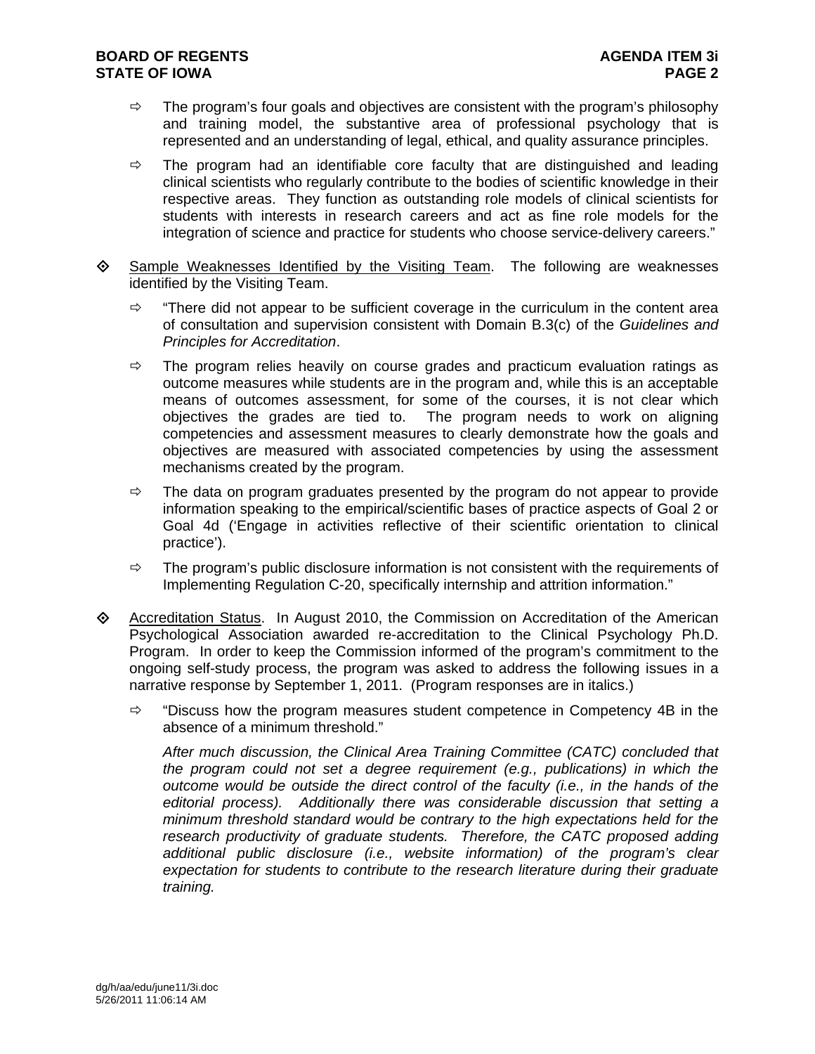- ⇨ The program's four goals and objectives are consistent with the program's philosophy and training model, the substantive area of professional psychology that is represented and an understanding of legal, ethical, and quality assurance principles.

- ⇨ The program had an identifiable core faculty that are distinguished and leading clinical scientists who regularly contribute to the bodies of scientific knowledge in their respective areas. They function as outstanding role models of clinical scientists for students with interests in research careers and act as fine role models for the integration of science and practice for students who choose service-delivery careers."

◇ <u>Sample Weaknesses Identified by the Visiting Team</u>. The following are weaknesses identified by the Visiting Team.

- ⇨ "There did not appear to be sufficient coverage in the curriculum in the content area of consultation and supervision consistent with Domain B.3(c) of the *Guidelines and Principles for Accreditation*.

- ⇨ The program relies heavily on course grades and practicum evaluation ratings as outcome measures while students are in the program and, while this is an acceptable means of outcomes assessment, for some of the courses, it is not clear which objectives the grades are tied to. The program needs to work on aligning competencies and assessment measures to clearly demonstrate how the goals and objectives are measured with associated competencies by using the assessment mechanisms created by the program.

- ⇨ The data on program graduates presented by the program do not appear to provide information speaking to the empirical/scientific bases of practice aspects of Goal 2 or Goal 4d ('Engage in activities reflective of their scientific orientation to clinical practice').

- ⇨ The program's public disclosure information is not consistent with the requirements of Implementing Regulation C-20, specifically internship and attrition information."

◇ <u>Accreditation Status</u>. In August 2010, the Commission on Accreditation of the American Psychological Association awarded re-accreditation to the Clinical Psychology Ph.D. Program. In order to keep the Commission informed of the program's commitment to the ongoing self-study process, the program was asked to address the following issues in a narrative response by September 1, 2011. (Program responses are in italics.)

- ⇨ "Discuss how the program measures student competence in Competency 4B in the absence of a minimum threshold."

  *After much discussion, the Clinical Area Training Committee (CATC) concluded that the program could not set a degree requirement (e.g., publications) in which the outcome would be outside the direct control of the faculty (i.e., in the hands of the editorial process). Additionally there was considerable discussion that setting a minimum threshold standard would be contrary to the high expectations held for the research productivity of graduate students. Therefore, the CATC proposed adding additional public disclosure (i.e., website information) of the program's clear expectation for students to contribute to the research literature during their graduate training.*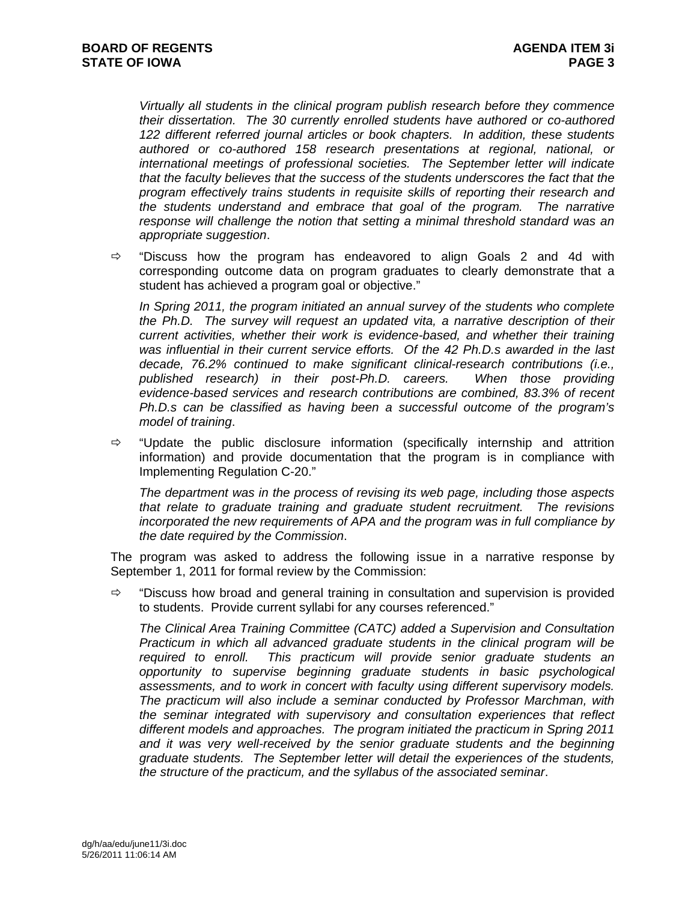*Virtually all students in the clinical program publish research before they commence their dissertation. The 30 currently enrolled students have authored or co-authored 122 different referred journal articles or book chapters. In addition, these students authored or co-authored 158 research presentations at regional, national, or international meetings of professional societies. The September letter will indicate that the faculty believes that the success of the students underscores the fact that the program effectively trains students in requisite skills of reporting their research and the students understand and embrace that goal of the program. The narrative response will challenge the notion that setting a minimal threshold standard was an appropriate suggestion*.

- ⇨ "Discuss how the program has endeavored to align Goals 2 and 4d with corresponding outcome data on program graduates to clearly demonstrate that a student has achieved a program goal or objective."

  *In Spring 2011, the program initiated an annual survey of the students who complete the Ph.D. The survey will request an updated vita, a narrative description of their current activities, whether their work is evidence-based, and whether their training was influential in their current service efforts. Of the 42 Ph.D.s awarded in the last decade, 76.2% continued to make significant clinical-research contributions (i.e., published research) in their post-Ph.D. careers. When those providing evidence-based services and research contributions are combined, 83.3% of recent Ph.D.s can be classified as having been a successful outcome of the program's model of training*.

- ⇨ "Update the public disclosure information (specifically internship and attrition information) and provide documentation that the program is in compliance with Implementing Regulation C-20."

  *The department was in the process of revising its web page, including those aspects that relate to graduate training and graduate student recruitment. The revisions incorporated the new requirements of APA and the program was in full compliance by the date required by the Commission*.

The program was asked to address the following issue in a narrative response by September 1, 2011 for formal review by the Commission:

- ⇨ "Discuss how broad and general training in consultation and supervision is provided to students. Provide current syllabi for any courses referenced."

  *The Clinical Area Training Committee (CATC) added a Supervision and Consultation Practicum in which all advanced graduate students in the clinical program will be required to enroll. This practicum will provide senior graduate students an opportunity to supervise beginning graduate students in basic psychological assessments, and to work in concert with faculty using different supervisory models. The practicum will also include a seminar conducted by Professor Marchman, with the seminar integrated with supervisory and consultation experiences that reflect different models and approaches. The program initiated the practicum in Spring 2011 and it was very well-received by the senior graduate students and the beginning graduate students. The September letter will detail the experiences of the students, the structure of the practicum, and the syllabus of the associated seminar*.